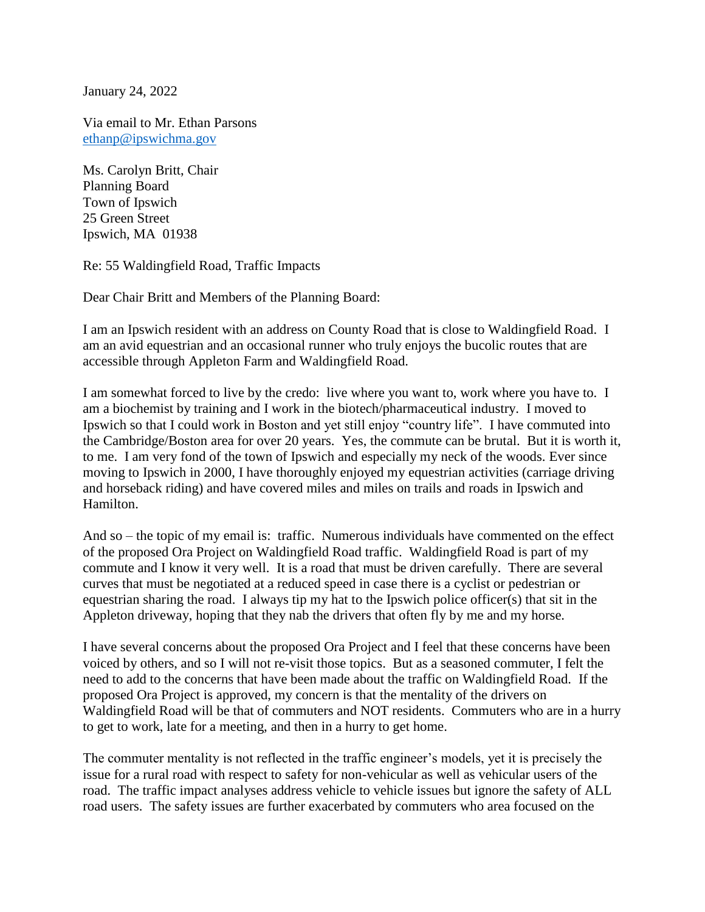January 24, 2022

Via email to Mr. Ethan Parsons
ethanp@ipswichma.gov

Ms. Carolyn Britt, Chair
Planning Board
Town of Ipswich
25 Green Street
Ipswich, MA 01938

Re: 55 Waldingfield Road, Traffic Impacts

Dear Chair Britt and Members of the Planning Board:

I am an Ipswich resident with an address on County Road that is close to Waldingfield Road. I am an avid equestrian and an occasional runner who truly enjoys the bucolic routes that are accessible through Appleton Farm and Waldingfield Road.

I am somewhat forced to live by the credo: live where you want to, work where you have to. I am a biochemist by training and I work in the biotech/pharmaceutical industry. I moved to Ipswich so that I could work in Boston and yet still enjoy "country life". I have commuted into the Cambridge/Boston area for over 20 years. Yes, the commute can be brutal. But it is worth it, to me. I am very fond of the town of Ipswich and especially my neck of the woods. Ever since moving to Ipswich in 2000, I have thoroughly enjoyed my equestrian activities (carriage driving and horseback riding) and have covered miles and miles on trails and roads in Ipswich and Hamilton.

And so – the topic of my email is: traffic. Numerous individuals have commented on the effect of the proposed Ora Project on Waldingfield Road traffic. Waldingfield Road is part of my commute and I know it very well. It is a road that must be driven carefully. There are several curves that must be negotiated at a reduced speed in case there is a cyclist or pedestrian or equestrian sharing the road. I always tip my hat to the Ipswich police officer(s) that sit in the Appleton driveway, hoping that they nab the drivers that often fly by me and my horse.

I have several concerns about the proposed Ora Project and I feel that these concerns have been voiced by others, and so I will not re-visit those topics. But as a seasoned commuter, I felt the need to add to the concerns that have been made about the traffic on Waldingfield Road. If the proposed Ora Project is approved, my concern is that the mentality of the drivers on Waldingfield Road will be that of commuters and NOT residents. Commuters who are in a hurry to get to work, late for a meeting, and then in a hurry to get home.

The commuter mentality is not reflected in the traffic engineer's models, yet it is precisely the issue for a rural road with respect to safety for non-vehicular as well as vehicular users of the road. The traffic impact analyses address vehicle to vehicle issues but ignore the safety of ALL road users. The safety issues are further exacerbated by commuters who area focused on the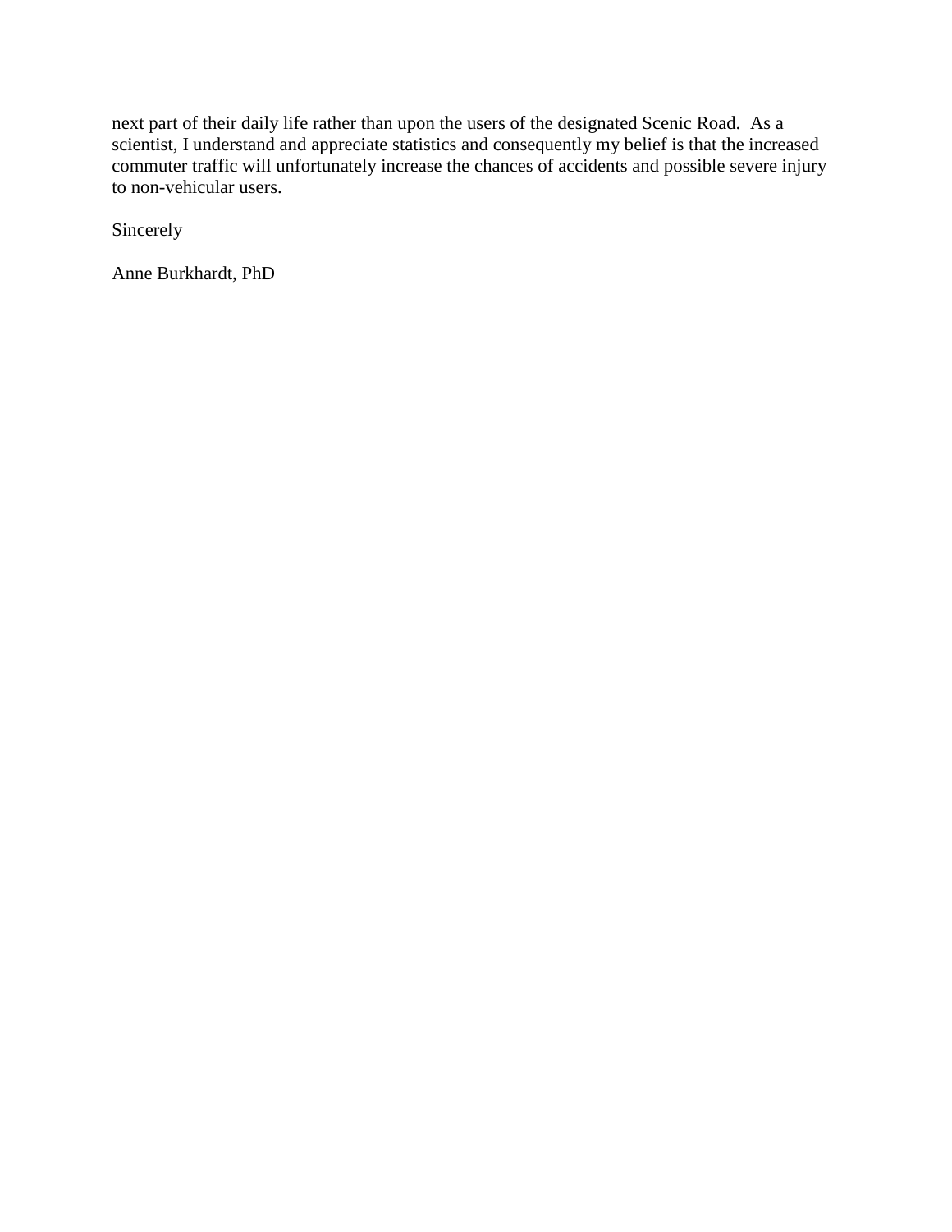next part of their daily life rather than upon the users of the designated Scenic Road. As a scientist, I understand and appreciate statistics and consequently my belief is that the increased commuter traffic will unfortunately increase the chances of accidents and possible severe injury to non-vehicular users.

Sincerely

Anne Burkhardt, PhD